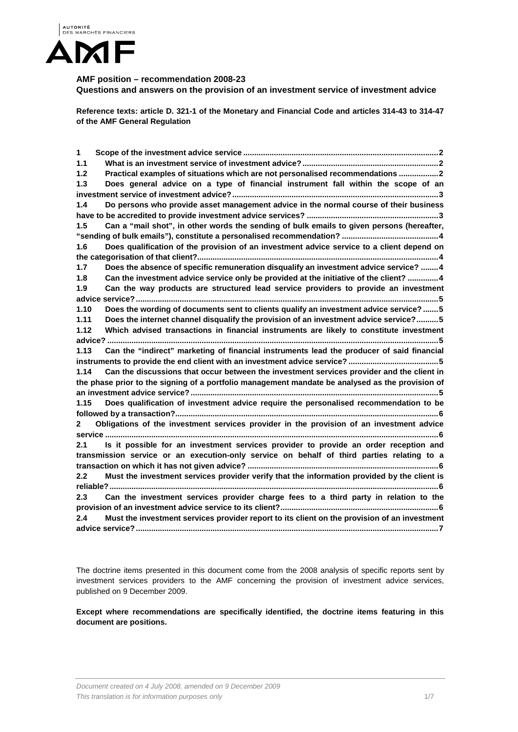AUTORITÉ DES MARCHÉS FINANCIERS

AMF

**AMF position – recommendation 2008-23**
**Questions and answers on the provision of an investment service of investment advice**

**Reference texts: article D. 321-1 of the Monetary and Financial Code and articles 314-43 to 314-47 of the AMF General Regulation**

**1 Scope of the investment advice service ....... 2**
**1.1 What is an investment service of investment advice? ....... 2**
**1.2 Practical examples of situations which are not personalised recommendations ....... 2**
**1.3 Does general advice on a type of financial instrument fall within the scope of an investment service of investment advice? ....... 3**
**1.4 Do persons who provide asset management advice in the normal course of their business have to be accredited to provide investment advice services? ....... 3**
**1.5 Can a "mail shot", in other words the sending of bulk emails to given persons (hereafter, "sending of bulk emails"), constitute a personalised recommendation? ....... 4**
**1.6 Does qualification of the provision of an investment advice service to a client depend on the categorisation of that client? ....... 4**
**1.7 Does the absence of specific remuneration disqualify an investment advice service? ....... 4**
**1.8 Can the investment advice service only be provided at the initiative of the client? ....... 4**
**1.9 Can the way products are structured lead service providers to provide an investment advice service? ....... 5**
**1.10 Does the wording of documents sent to clients qualify an investment advice service? ....... 5**
**1.11 Does the internet channel disqualify the provision of an investment advice service? ....... 5**
**1.12 Which advised transactions in financial instruments are likely to constitute investment advice? ....... 5**
**1.13 Can the "indirect" marketing of financial instruments lead the producer of said financial instruments to provide the end client with an investment advice service? ....... 5**
**1.14 Can the discussions that occur between the investment services provider and the client in the phase prior to the signing of a portfolio management mandate be analysed as the provision of an investment advice service? ....... 5**
**1.15 Does qualification of investment advice require the personalised recommendation to be followed by a transaction? ....... 6**
**2 Obligations of the investment services provider in the provision of an investment advice service ....... 6**
**2.1 Is it possible for an investment services provider to provide an order reception and transmission service or an execution-only service on behalf of third parties relating to a transaction on which it has not given advice? ....... 6**
**2.2 Must the investment services provider verify that the information provided by the client is reliable? ....... 6**
**2.3 Can the investment services provider charge fees to a third party in relation to the provision of an investment advice service to its client? ....... 6**
**2.4 Must the investment services provider report to its client on the provision of an investment advice service? ....... 7**

The doctrine items presented in this document come from the 2008 analysis of specific reports sent by investment services providers to the AMF concerning the provision of investment advice services, published on 9 December 2009.

**Except where recommendations are specifically identified, the doctrine items featuring in this document are positions.**

*Document created on 4 July 2008, amended on 9 December 2009*
*This translation is for information purposes only*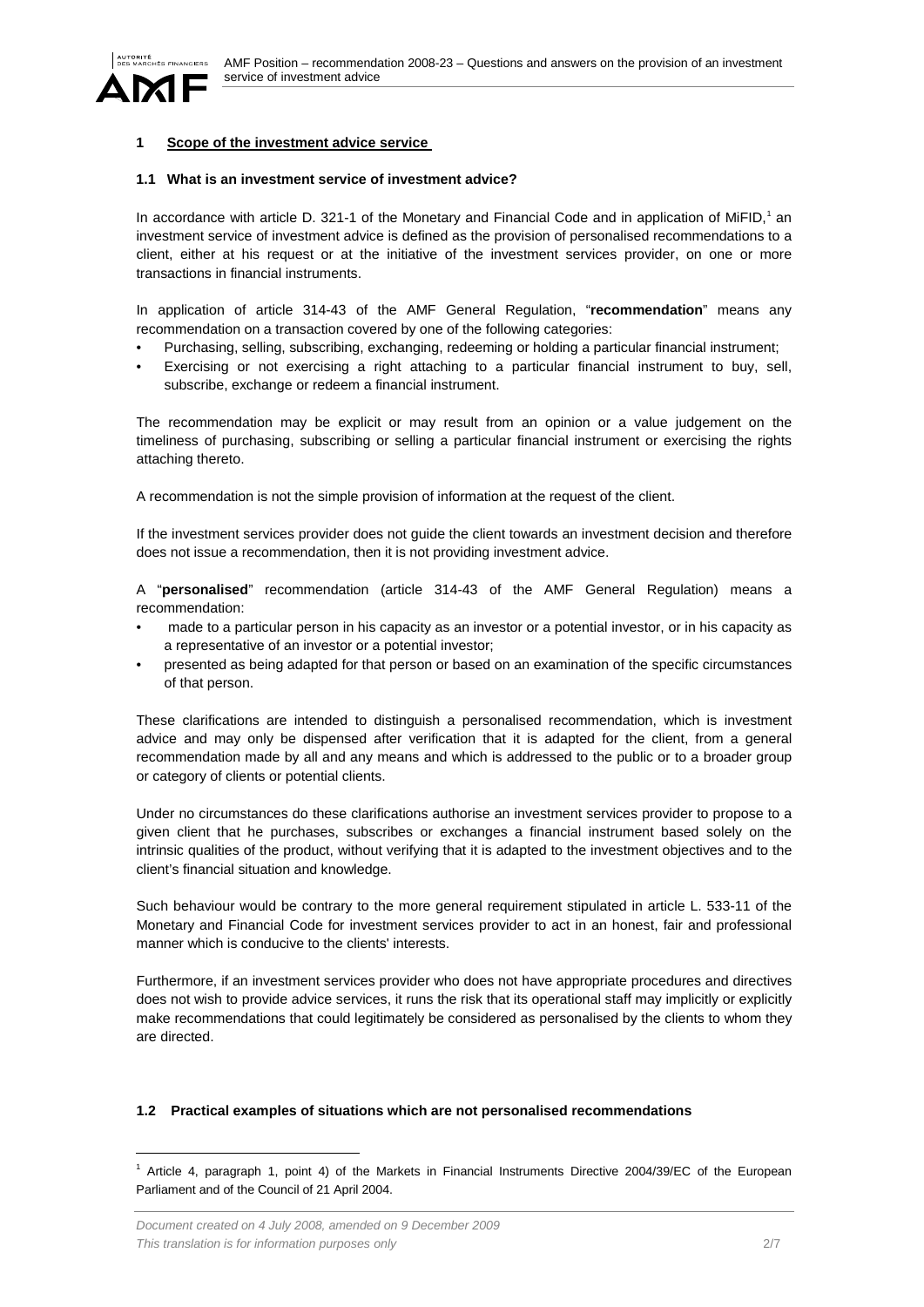## 1 Scope of the investment advice service

### 1.1 What is an investment service of investment advice?

In accordance with article D. 321-1 of the Monetary and Financial Code and in application of MiFID,[1] an investment service of investment advice is defined as the provision of personalised recommendations to a client, either at his request or at the initiative of the investment services provider, on one or more transactions in financial instruments.

In application of article 314-43 of the AMF General Regulation, "**recommendation**" means any recommendation on a transaction covered by one of the following categories:

- Purchasing, selling, subscribing, exchanging, redeeming or holding a particular financial instrument;
- Exercising or not exercising a right attaching to a particular financial instrument to buy, sell, subscribe, exchange or redeem a financial instrument.

The recommendation may be explicit or may result from an opinion or a value judgement on the timeliness of purchasing, subscribing or selling a particular financial instrument or exercising the rights attaching thereto.

A recommendation is not the simple provision of information at the request of the client.

If the investment services provider does not guide the client towards an investment decision and therefore does not issue a recommendation, then it is not providing investment advice.

A "**personalised**" recommendation (article 314-43 of the AMF General Regulation) means a recommendation:

- made to a particular person in his capacity as an investor or a potential investor, or in his capacity as a representative of an investor or a potential investor;
- presented as being adapted for that person or based on an examination of the specific circumstances of that person.

These clarifications are intended to distinguish a personalised recommendation, which is investment advice and may only be dispensed after verification that it is adapted for the client, from a general recommendation made by all and any means and which is addressed to the public or to a broader group or category of clients or potential clients.

Under no circumstances do these clarifications authorise an investment services provider to propose to a given client that he purchases, subscribes or exchanges a financial instrument based solely on the intrinsic qualities of the product, without verifying that it is adapted to the investment objectives and to the client's financial situation and knowledge.

Such behaviour would be contrary to the more general requirement stipulated in article L. 533-11 of the Monetary and Financial Code for investment services provider to act in an honest, fair and professional manner which is conducive to the clients' interests.

Furthermore, if an investment services provider who does not have appropriate procedures and directives does not wish to provide advice services, it runs the risk that its operational staff may implicitly or explicitly make recommendations that could legitimately be considered as personalised by the clients to whom they are directed.

### 1.2 Practical examples of situations which are not personalised recommendations

[1] Article 4, paragraph 1, point 4) of the Markets in Financial Instruments Directive 2004/39/EC of the European Parliament and of the Council of 21 April 2004.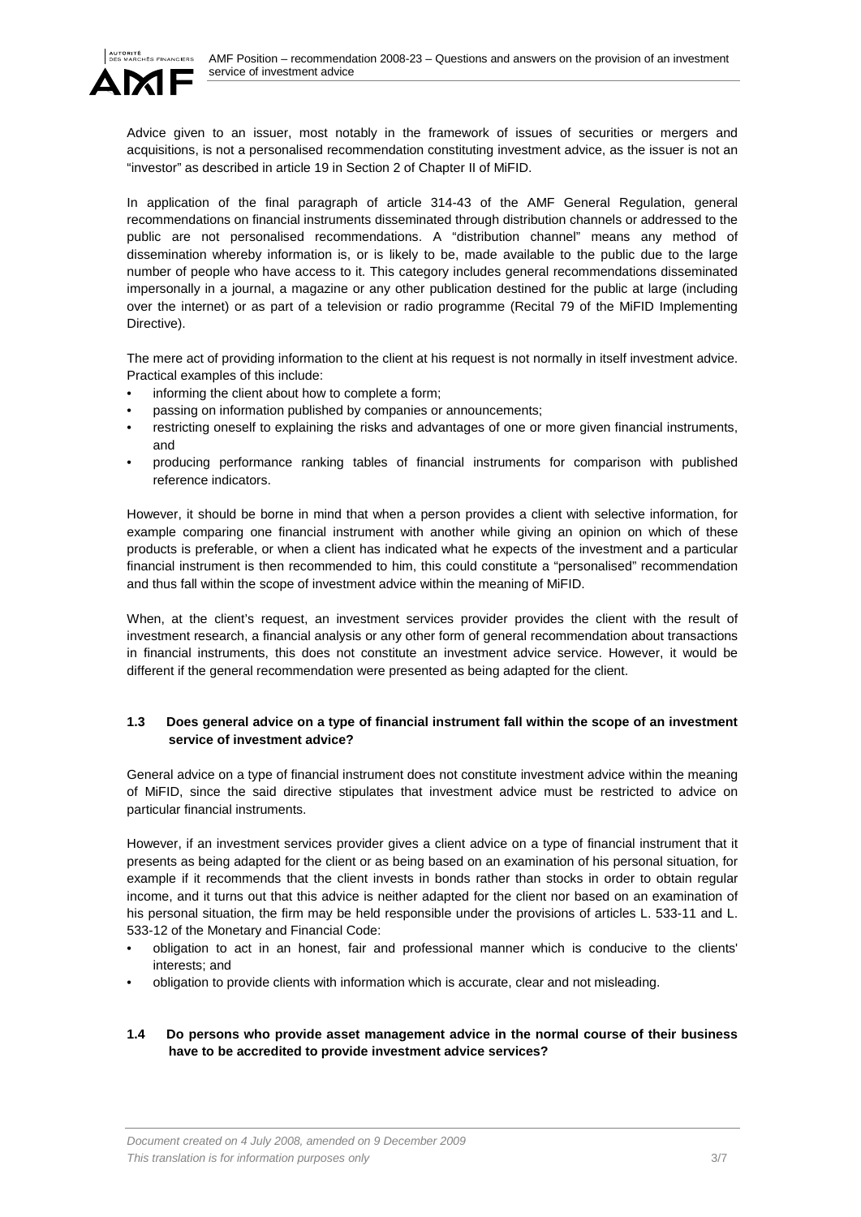Advice given to an issuer, most notably in the framework of issues of securities or mergers and acquisitions, is not a personalised recommendation constituting investment advice, as the issuer is not an "investor" as described in article 19 in Section 2 of Chapter II of MiFID.

In application of the final paragraph of article 314-43 of the AMF General Regulation, general recommendations on financial instruments disseminated through distribution channels or addressed to the public are not personalised recommendations. A "distribution channel" means any method of dissemination whereby information is, or is likely to be, made available to the public due to the large number of people who have access to it. This category includes general recommendations disseminated impersonally in a journal, a magazine or any other publication destined for the public at large (including over the internet) or as part of a television or radio programme (Recital 79 of the MiFID Implementing Directive).

The mere act of providing information to the client at his request is not normally in itself investment advice. Practical examples of this include:

- informing the client about how to complete a form;
- passing on information published by companies or announcements;
- restricting oneself to explaining the risks and advantages of one or more given financial instruments, and
- producing performance ranking tables of financial instruments for comparison with published reference indicators.

However, it should be borne in mind that when a person provides a client with selective information, for example comparing one financial instrument with another while giving an opinion on which of these products is preferable, or when a client has indicated what he expects of the investment and a particular financial instrument is then recommended to him, this could constitute a "personalised" recommendation and thus fall within the scope of investment advice within the meaning of MiFID.

When, at the client's request, an investment services provider provides the client with the result of investment research, a financial analysis or any other form of general recommendation about transactions in financial instruments, this does not constitute an investment advice service. However, it would be different if the general recommendation were presented as being adapted for the client.

### 1.3 Does general advice on a type of financial instrument fall within the scope of an investment service of investment advice?

General advice on a type of financial instrument does not constitute investment advice within the meaning of MiFID, since the said directive stipulates that investment advice must be restricted to advice on particular financial instruments.

However, if an investment services provider gives a client advice on a type of financial instrument that it presents as being adapted for the client or as being based on an examination of his personal situation, for example if it recommends that the client invests in bonds rather than stocks in order to obtain regular income, and it turns out that this advice is neither adapted for the client nor based on an examination of his personal situation, the firm may be held responsible under the provisions of articles L. 533-11 and L. 533-12 of the Monetary and Financial Code:

- obligation to act in an honest, fair and professional manner which is conducive to the clients' interests; and
- obligation to provide clients with information which is accurate, clear and not misleading.

### 1.4 Do persons who provide asset management advice in the normal course of their business have to be accredited to provide investment advice services?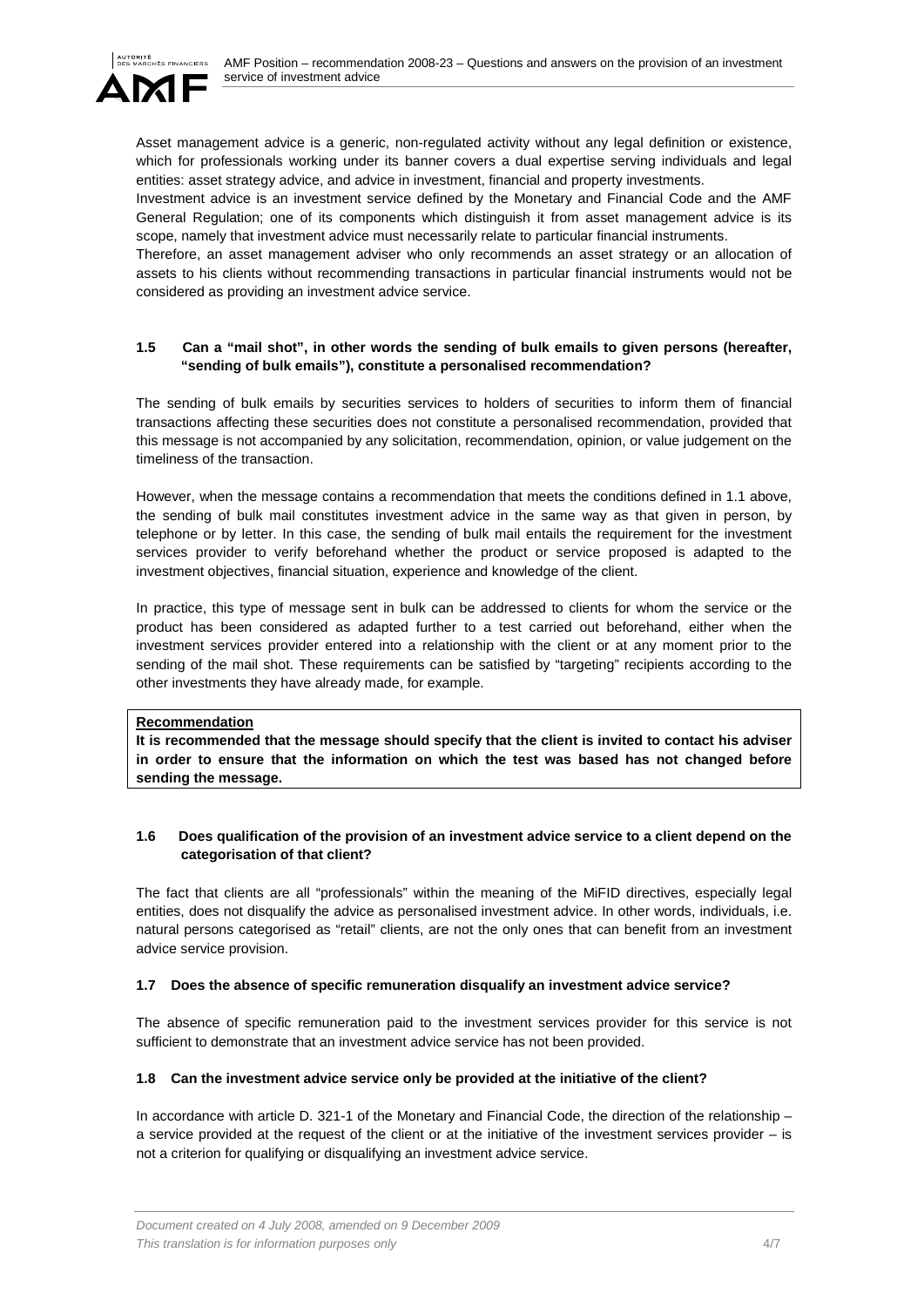Asset management advice is a generic, non-regulated activity without any legal definition or existence, which for professionals working under its banner covers a dual expertise serving individuals and legal entities: asset strategy advice, and advice in investment, financial and property investments.
Investment advice is an investment service defined by the Monetary and Financial Code and the AMF General Regulation; one of its components which distinguish it from asset management advice is its scope, namely that investment advice must necessarily relate to particular financial instruments.
Therefore, an asset management adviser who only recommends an asset strategy or an allocation of assets to his clients without recommending transactions in particular financial instruments would not be considered as providing an investment advice service.

### 1.5 Can a "mail shot", in other words the sending of bulk emails to given persons (hereafter, "sending of bulk emails"), constitute a personalised recommendation?

The sending of bulk emails by securities services to holders of securities to inform them of financial transactions affecting these securities does not constitute a personalised recommendation, provided that this message is not accompanied by any solicitation, recommendation, opinion, or value judgement on the timeliness of the transaction.

However, when the message contains a recommendation that meets the conditions defined in 1.1 above, the sending of bulk mail constitutes investment advice in the same way as that given in person, by telephone or by letter. In this case, the sending of bulk mail entails the requirement for the investment services provider to verify beforehand whether the product or service proposed is adapted to the investment objectives, financial situation, experience and knowledge of the client.

In practice, this type of message sent in bulk can be addressed to clients for whom the service or the product has been considered as adapted further to a test carried out beforehand, either when the investment services provider entered into a relationship with the client or at any moment prior to the sending of the mail shot. These requirements can be satisfied by "targeting" recipients according to the other investments they have already made, for example.

**Recommendation**
**It is recommended that the message should specify that the client is invited to contact his adviser in order to ensure that the information on which the test was based has not changed before sending the message.**

### 1.6 Does qualification of the provision of an investment advice service to a client depend on the categorisation of that client?

The fact that clients are all "professionals" within the meaning of the MiFID directives, especially legal entities, does not disqualify the advice as personalised investment advice. In other words, individuals, i.e. natural persons categorised as "retail" clients, are not the only ones that can benefit from an investment advice service provision.

### 1.7 Does the absence of specific remuneration disqualify an investment advice service?

The absence of specific remuneration paid to the investment services provider for this service is not sufficient to demonstrate that an investment advice service has not been provided.

### 1.8 Can the investment advice service only be provided at the initiative of the client?

In accordance with article D. 321-1 of the Monetary and Financial Code, the direction of the relationship – a service provided at the request of the client or at the initiative of the investment services provider – is not a criterion for qualifying or disqualifying an investment advice service.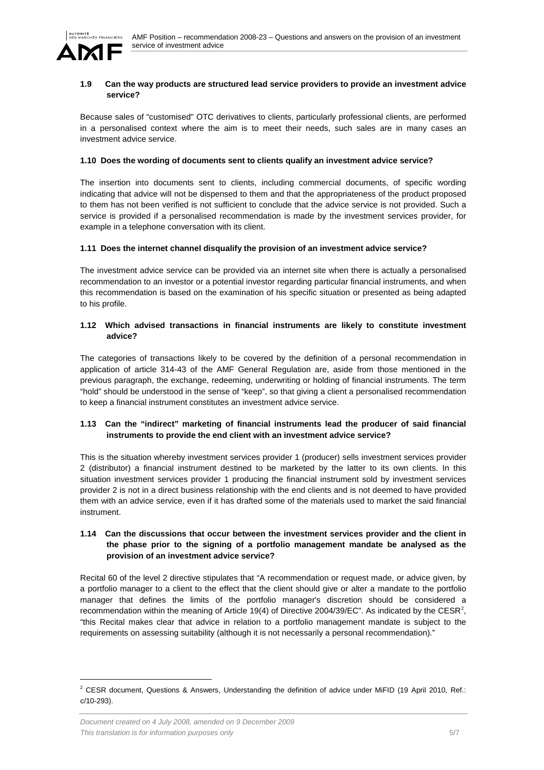### 1.9 Can the way products are structured lead service providers to provide an investment advice service?

Because sales of "customised" OTC derivatives to clients, particularly professional clients, are performed in a personalised context where the aim is to meet their needs, such sales are in many cases an investment advice service.

### 1.10 Does the wording of documents sent to clients qualify an investment advice service?

The insertion into documents sent to clients, including commercial documents, of specific wording indicating that advice will not be dispensed to them and that the appropriateness of the product proposed to them has not been verified is not sufficient to conclude that the advice service is not provided. Such a service is provided if a personalised recommendation is made by the investment services provider, for example in a telephone conversation with its client.

### 1.11 Does the internet channel disqualify the provision of an investment advice service?

The investment advice service can be provided via an internet site when there is actually a personalised recommendation to an investor or a potential investor regarding particular financial instruments, and when this recommendation is based on the examination of his specific situation or presented as being adapted to his profile.

### 1.12 Which advised transactions in financial instruments are likely to constitute investment advice?

The categories of transactions likely to be covered by the definition of a personal recommendation in application of article 314-43 of the AMF General Regulation are, aside from those mentioned in the previous paragraph, the exchange, redeeming, underwriting or holding of financial instruments. The term "hold" should be understood in the sense of "keep", so that giving a client a personalised recommendation to keep a financial instrument constitutes an investment advice service.

### 1.13 Can the "indirect" marketing of financial instruments lead the producer of said financial instruments to provide the end client with an investment advice service?

This is the situation whereby investment services provider 1 (producer) sells investment services provider 2 (distributor) a financial instrument destined to be marketed by the latter to its own clients. In this situation investment services provider 1 producing the financial instrument sold by investment services provider 2 is not in a direct business relationship with the end clients and is not deemed to have provided them with an advice service, even if it has drafted some of the materials used to market the said financial instrument.

### 1.14 Can the discussions that occur between the investment services provider and the client in the phase prior to the signing of a portfolio management mandate be analysed as the provision of an investment advice service?

Recital 60 of the level 2 directive stipulates that "A recommendation or request made, or advice given, by a portfolio manager to a client to the effect that the client should give or alter a mandate to the portfolio manager that defines the limits of the portfolio manager's discretion should be considered a recommendation within the meaning of Article 19(4) of Directive 2004/39/EC". As indicated by the CESR[2], "this Recital makes clear that advice in relation to a portfolio management mandate is subject to the requirements on assessing suitability (although it is not necessarily a personal recommendation)."

---

[2] CESR document, Questions & Answers, Understanding the definition of advice under MiFID (19 April 2010, Ref.: c/10-293).

*Document created on 4 July 2008, amended on 9 December 2009*
*This translation is for information purposes only*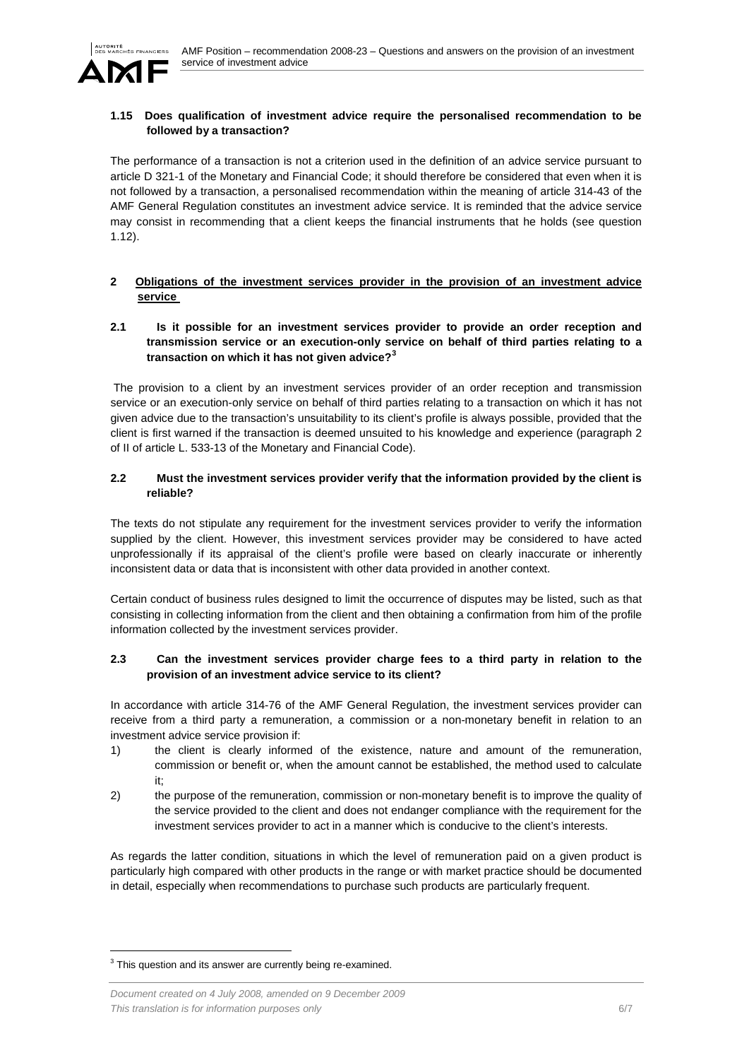### 1.15 Does qualification of investment advice require the personalised recommendation to be followed by a transaction?

The performance of a transaction is not a criterion used in the definition of an advice service pursuant to article D 321-1 of the Monetary and Financial Code; it should therefore be considered that even when it is not followed by a transaction, a personalised recommendation within the meaning of article 314-43 of the AMF General Regulation constitutes an investment advice service. It is reminded that the advice service may consist in recommending that a client keeps the financial instruments that he holds (see question 1.12).

## 2 Obligations of the investment services provider in the provision of an investment advice service

### 2.1 Is it possible for an investment services provider to provide an order reception and transmission service or an execution-only service on behalf of third parties relating to a transaction on which it has not given advice?[3]

The provision to a client by an investment services provider of an order reception and transmission service or an execution-only service on behalf of third parties relating to a transaction on which it has not given advice due to the transaction's unsuitability to its client's profile is always possible, provided that the client is first warned if the transaction is deemed unsuited to his knowledge and experience (paragraph 2 of II of article L. 533-13 of the Monetary and Financial Code).

### 2.2 Must the investment services provider verify that the information provided by the client is reliable?

The texts do not stipulate any requirement for the investment services provider to verify the information supplied by the client. However, this investment services provider may be considered to have acted unprofessionally if its appraisal of the client's profile were based on clearly inaccurate or inherently inconsistent data or data that is inconsistent with other data provided in another context.

Certain conduct of business rules designed to limit the occurrence of disputes may be listed, such as that consisting in collecting information from the client and then obtaining a confirmation from him of the profile information collected by the investment services provider.

### 2.3 Can the investment services provider charge fees to a third party in relation to the provision of an investment advice service to its client?

In accordance with article 314-76 of the AMF General Regulation, the investment services provider can receive from a third party a remuneration, a commission or a non-monetary benefit in relation to an investment advice service provision if:

1) the client is clearly informed of the existence, nature and amount of the remuneration, commission or benefit or, when the amount cannot be established, the method used to calculate it;
2) the purpose of the remuneration, commission or non-monetary benefit is to improve the quality of the service provided to the client and does not endanger compliance with the requirement for the investment services provider to act in a manner which is conducive to the client's interests.

As regards the latter condition, situations in which the level of remuneration paid on a given product is particularly high compared with other products in the range or with market practice should be documented in detail, especially when recommendations to purchase such products are particularly frequent.

[3] This question and its answer are currently being re-examined.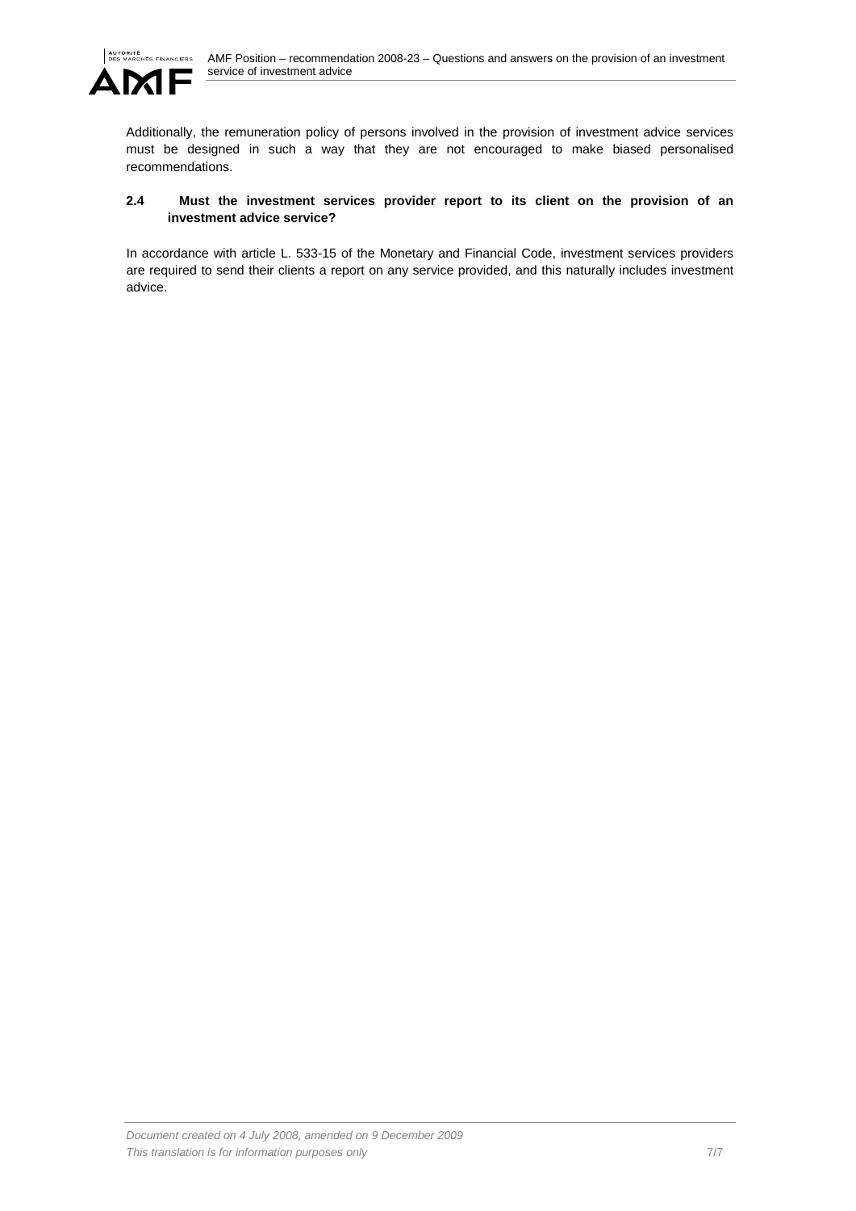Additionally, the remuneration policy of persons involved in the provision of investment advice services must be designed in such a way that they are not encouraged to make biased personalised recommendations.

### 2.4 Must the investment services provider report to its client on the provision of an investment advice service?

In accordance with article L. 533-15 of the Monetary and Financial Code, investment services providers are required to send their clients a report on any service provided, and this naturally includes investment advice.